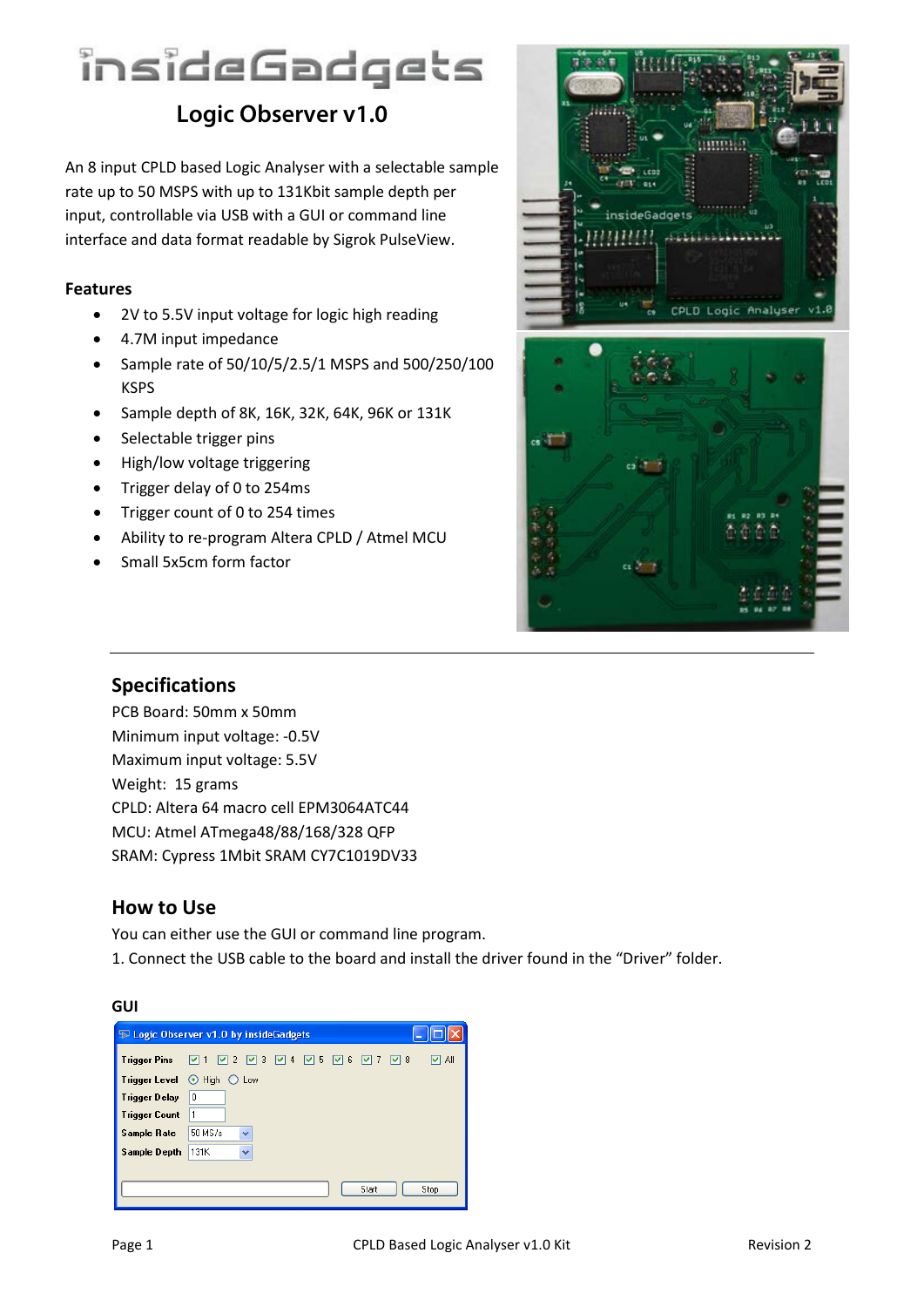# insideGadgets

## Logic Observer v1.0

An 8 input CPLD based Logic Analyser with a selectable sample rate up to 50 MSPS with up to 131Kbit sample depth per input, controllable via USB with a GUI or command line interface and data format readable by Sigrok PulseView.

### Features

- 2V to 5.5V input voltage for logic high reading
- 4.7M input impedance
- Sample rate of 50/10/5/2.5/1 MSPS and 500/250/100 KSPS
- Sample depth of 8K, 16K, 32K, 64K, 96K or 131K
- Selectable trigger pins
- High/low voltage triggering
- Trigger delay of 0 to 254ms
- Trigger count of 0 to 254 times
- Ability to re-program Altera CPLD / Atmel MCU
- Small 5x5cm form factor

## Specifications

PCB Board: 50mm x 50mm
Minimum input voltage: -0.5V
Maximum input voltage: 5.5V
Weight: 15 grams
CPLD: Altera 64 macro cell EPM3064ATC44
MCU: Atmel ATmega48/88/168/328 QFP
SRAM: Cypress 1Mbit SRAM CY7C1019DV33

## How to Use

You can either use the GUI or command line program.

1. Connect the USB cable to the board and install the driver found in the “Driver” folder.

### GUI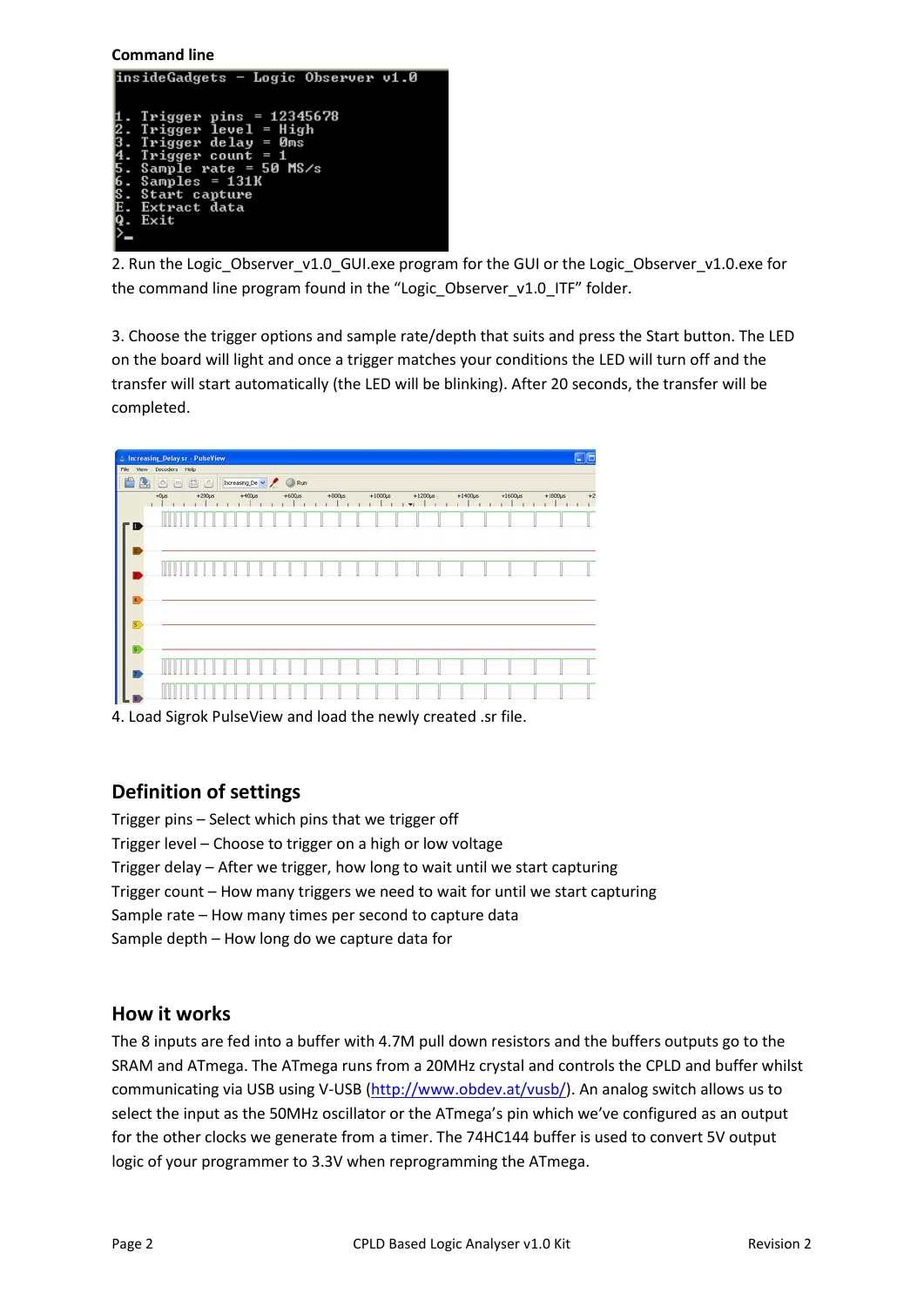**Command line**

```
insideGadgets - Logic Observer v1.0

1. Trigger pins = 12345678
2. Trigger level = High
3. Trigger delay = 0ms
4. Trigger count = 1
5. Sample rate = 50 MS/s
6. Samples = 131K
S. Start capture
E. Extract data
Q. Exit
>_
```

2. Run the Logic_Observer_v1.0_GUI.exe program for the GUI or the Logic_Observer_v1.0.exe for the command line program found in the “Logic_Observer_v1.0_ITF” folder.

3. Choose the trigger options and sample rate/depth that suits and press the Start button. The LED on the board will light and once a trigger matches your conditions the LED will turn off and the transfer will start automatically (the LED will be blinking). After 20 seconds, the transfer will be completed.

4. Load Sigrok PulseView and load the newly created .sr file.

## Definition of settings

Trigger pins – Select which pins that we trigger off
Trigger level – Choose to trigger on a high or low voltage
Trigger delay – After we trigger, how long to wait until we start capturing
Trigger count – How many triggers we need to wait for until we start capturing
Sample rate – How many times per second to capture data
Sample depth – How long do we capture data for

## How it works

The 8 inputs are fed into a buffer with 4.7M pull down resistors and the buffers outputs go to the SRAM and ATmega. The ATmega runs from a 20MHz crystal and controls the CPLD and buffer whilst communicating via USB using V-USB (http://www.obdev.at/vusb/). An analog switch allows us to select the input as the 50MHz oscillator or the ATmega’s pin which we’ve configured as an output for the other clocks we generate from a timer. The 74HC144 buffer is used to convert 5V output logic of your programmer to 3.3V when reprogramming the ATmega.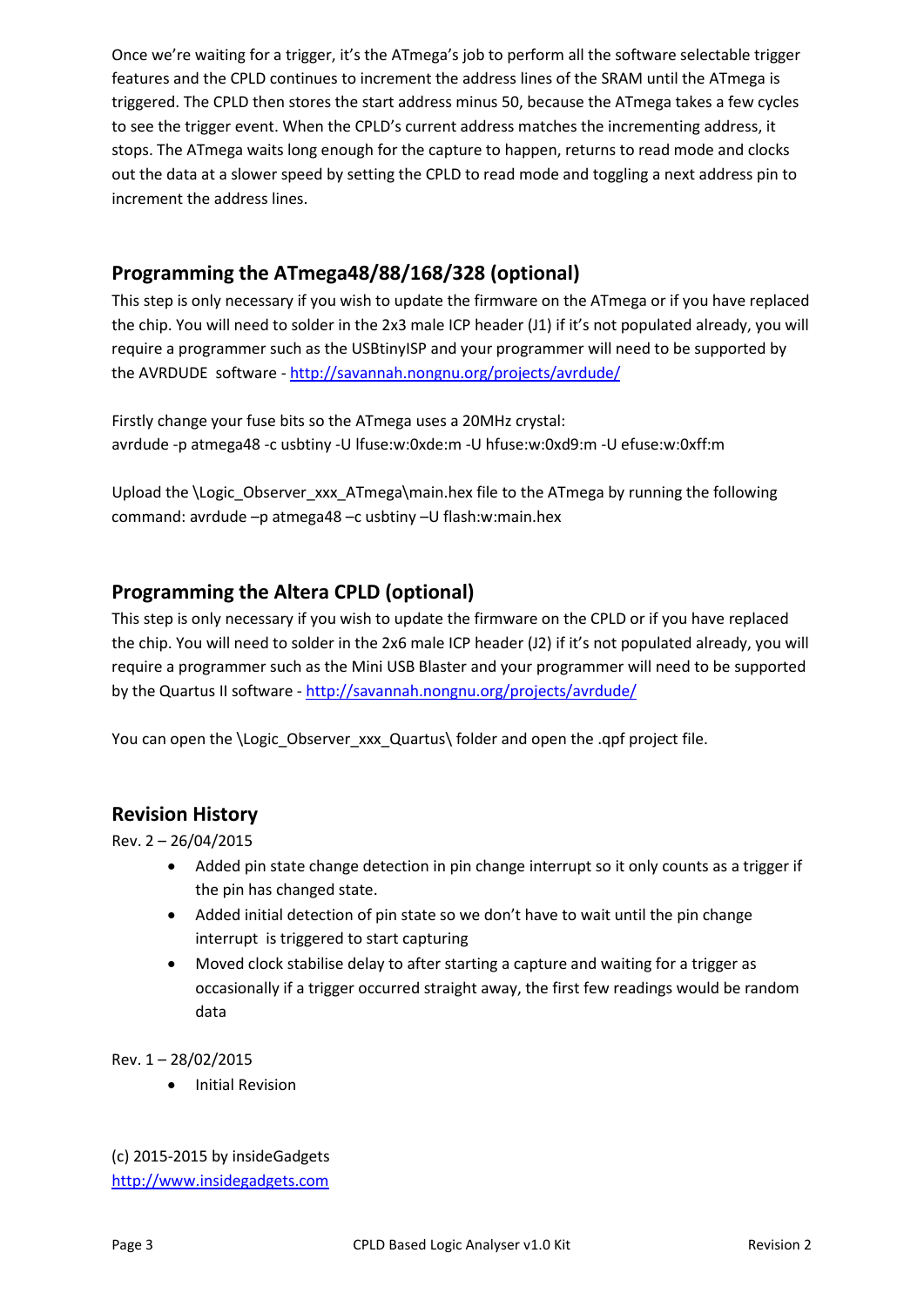Once we're waiting for a trigger, it's the ATmega's job to perform all the software selectable trigger features and the CPLD continues to increment the address lines of the SRAM until the ATmega is triggered. The CPLD then stores the start address minus 50, because the ATmega takes a few cycles to see the trigger event. When the CPLD's current address matches the incrementing address, it stops. The ATmega waits long enough for the capture to happen, returns to read mode and clocks out the data at a slower speed by setting the CPLD to read mode and toggling a next address pin to increment the address lines.

## Programming the ATmega48/88/168/328 (optional)

This step is only necessary if you wish to update the firmware on the ATmega or if you have replaced the chip. You will need to solder in the 2x3 male ICP header (J1) if it's not populated already, you will require a programmer such as the USBtinyISP and your programmer will need to be supported by the AVRDUDE software - [http://savannah.nongnu.org/projects/avrdude/](http://savannah.nongnu.org/projects/avrdude/)

Firstly change your fuse bits so the ATmega uses a 20MHz crystal:
avrdude -p atmega48 -c usbtiny -U lfuse:w:0xde:m -U hfuse:w:0xd9:m -U efuse:w:0xff:m

Upload the \Logic_Observer_xxx_ATmega\main.hex file to the ATmega by running the following command: avrdude –p atmega48 –c usbtiny –U flash:w:main.hex

## Programming the Altera CPLD (optional)

This step is only necessary if you wish to update the firmware on the CPLD or if you have replaced the chip. You will need to solder in the 2x6 male ICP header (J2) if it's not populated already, you will require a programmer such as the Mini USB Blaster and your programmer will need to be supported by the Quartus II software - [http://savannah.nongnu.org/projects/avrdude/](http://savannah.nongnu.org/projects/avrdude/)

You can open the \Logic_Observer_xxx_Quartus\ folder and open the .qpf project file.

## Revision History

Rev. 2 – 26/04/2015

- Added pin state change detection in pin change interrupt so it only counts as a trigger if the pin has changed state.
- Added initial detection of pin state so we don't have to wait until the pin change interrupt is triggered to start capturing
- Moved clock stabilise delay to after starting a capture and waiting for a trigger as occasionally if a trigger occurred straight away, the first few readings would be random data

Rev. 1 – 28/02/2015

- Initial Revision

(c) 2015-2015 by insideGadgets
[http://www.insidegadgets.com](http://www.insidegadgets.com)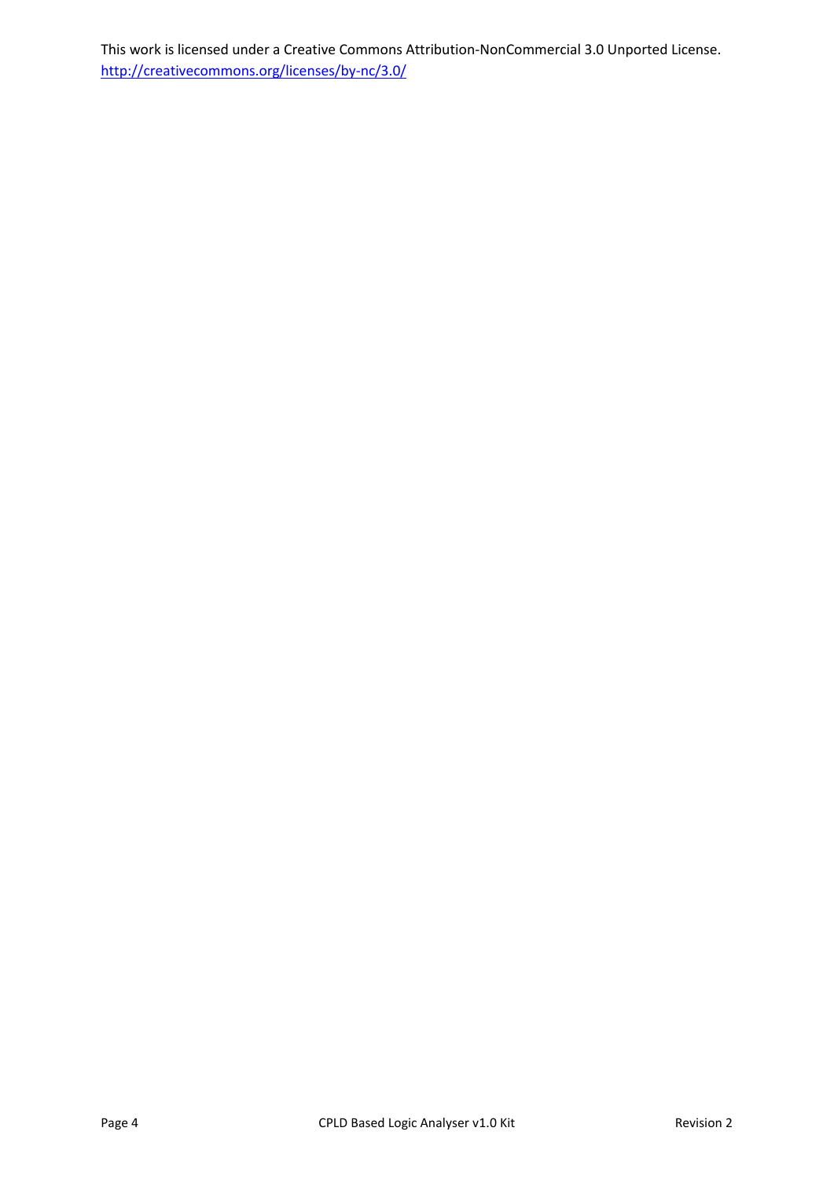This work is licensed under a Creative Commons Attribution-NonCommercial 3.0 Unported License.
http://creativecommons.org/licenses/by-nc/3.0/